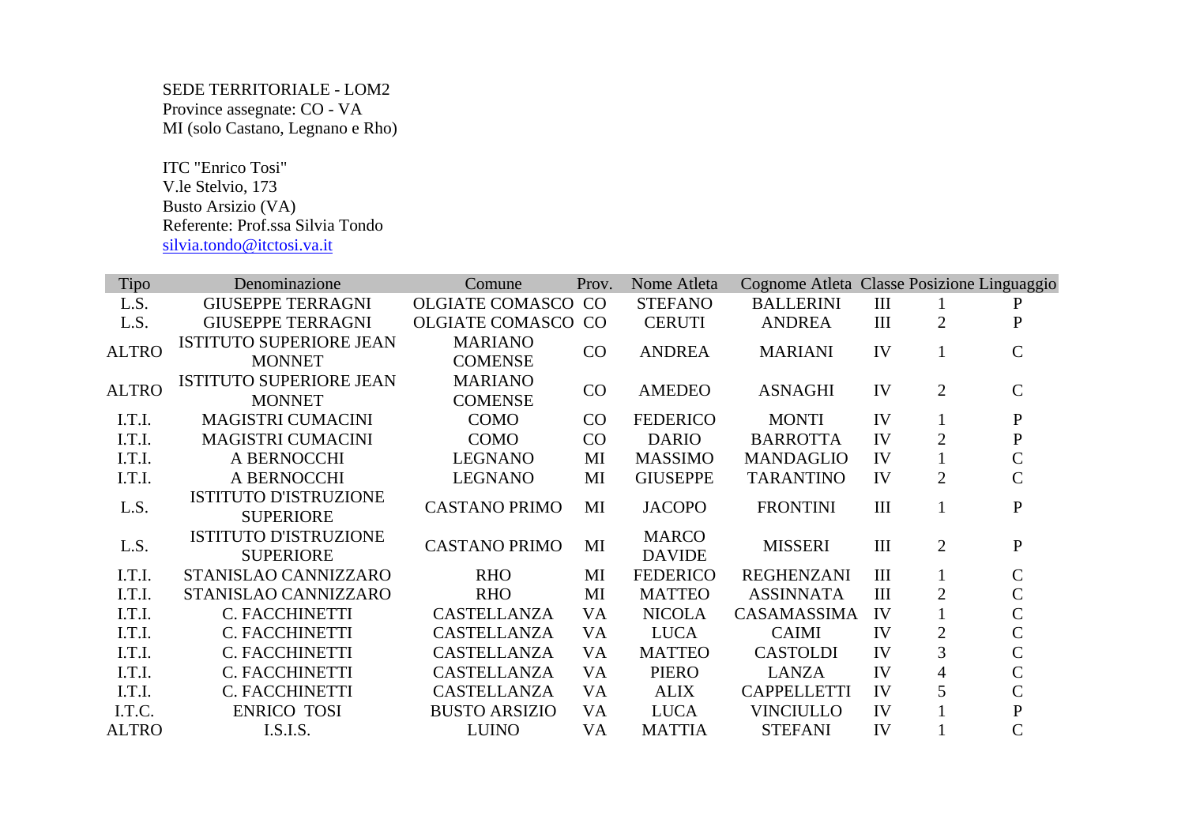SEDE TERRITORIALE - LOM2
Province assegnate: CO - VA
MI (solo Castano, Legnano e Rho)

ITC "Enrico Tosi"
V.le Stelvio, 173
Busto Arsizio (VA)
Referente: Prof.ssa Silvia Tondo
silvia.tondo@itctosi.va.it

| Tipo | Denominazione | Comune | Prov. | Nome Atleta | Cognome Atleta | Classe | Posizione | Linguaggio |
|---|---|---|---|---|---|---|---|---|
| L.S. | GIUSEPPE TERRAGNI | OLGIATE COMASCO | CO | STEFANO | BALLERINI | III | 1 | P |
| L.S. | GIUSEPPE TERRAGNI | OLGIATE COMASCO | CO | CERUTI | ANDREA | III | 2 | P |
| ALTRO | ISTITUTO SUPERIORE JEAN MONNET | MARIANO COMENSE | CO | ANDREA | MARIANI | IV | 1 | C |
| ALTRO | ISTITUTO SUPERIORE JEAN MONNET | MARIANO COMENSE | CO | AMEDEO | ASNAGHI | IV | 2 | C |
| I.T.I. | MAGISTRI CUMACINI | COMO | CO | FEDERICO | MONTI | IV | 1 | P |
| I.T.I. | MAGISTRI CUMACINI | COMO | CO | DARIO | BARROTTA | IV | 2 | P |
| I.T.I. | A BERNOCCHI | LEGNANO | MI | MASSIMO | MANDAGLIO | IV | 1 | C |
| I.T.I. | A BERNOCCHI | LEGNANO | MI | GIUSEPPE | TARANTINO | IV | 2 | C |
| L.S. | ISTITUTO D'ISTRUZIONE SUPERIORE | CASTANO PRIMO | MI | JACOPO | FRONTINI | III | 1 | P |
| L.S. | ISTITUTO D'ISTRUZIONE SUPERIORE | CASTANO PRIMO | MI | MARCO DAVIDE | MISSERI | III | 2 | P |
| I.T.I. | STANISLAO CANNIZZARO | RHO | MI | FEDERICO | REGHENZANI | III | 1 | C |
| I.T.I. | STANISLAO CANNIZZARO | RHO | MI | MATTEO | ASSINNATA | III | 2 | C |
| I.T.I. | C. FACCHINETTI | CASTELLANZA | VA | NICOLA | CASAMASSIMA | IV | 1 | C |
| I.T.I. | C. FACCHINETTI | CASTELLANZA | VA | LUCA | CAIMI | IV | 2 | C |
| I.T.I. | C. FACCHINETTI | CASTELLANZA | VA | MATTEO | CASTOLDI | IV | 3 | C |
| I.T.I. | C. FACCHINETTI | CASTELLANZA | VA | PIERO | LANZA | IV | 4 | C |
| I.T.I. | C. FACCHINETTI | CASTELLANZA | VA | ALIX | CAPPELLETTI | IV | 5 | C |
| I.T.C. | ENRICO TOSI | BUSTO ARSIZIO | VA | LUCA | VINCIULLO | IV | 1 | P |
| ALTRO | I.S.I.S. | LUINO | VA | MATTIA | STEFANI | IV | 1 | C |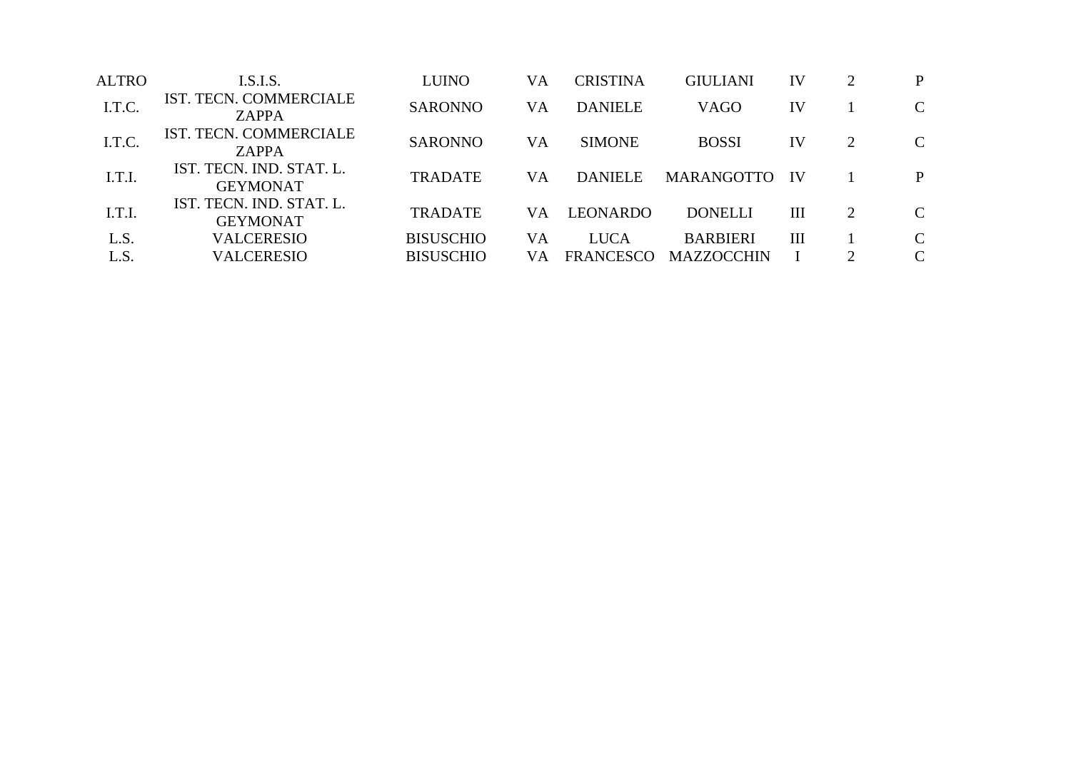| | | | | | | | | |
|---|---|---|---|---|---|---|---|---|
| ALTRO | I.S.I.S. | LUINO | VA | CRISTINA | GIULIANI | IV | 2 | P |
| I.T.C. | IST. TECN. COMMERCIALE ZAPPA | SARONNO | VA | DANIELE | VAGO | IV | 1 | C |
| I.T.C. | IST. TECN. COMMERCIALE ZAPPA | SARONNO | VA | SIMONE | BOSSI | IV | 2 | C |
| I.T.I. | IST. TECN. IND. STAT. L. GEYMONAT | TRADATE | VA | DANIELE | MARANGOTTO | IV | 1 | P |
| I.T.I. | IST. TECN. IND. STAT. L. GEYMONAT | TRADATE | VA | LEONARDO | DONELLI | III | 2 | C |
| L.S. | VALCERESIO | BISUSCHIO | VA | LUCA | BARBIERI | III | 1 | C |
| L.S. | VALCERESIO | BISUSCHIO | VA | FRANCESCO | MAZZOCCHIN | I | 2 | C |